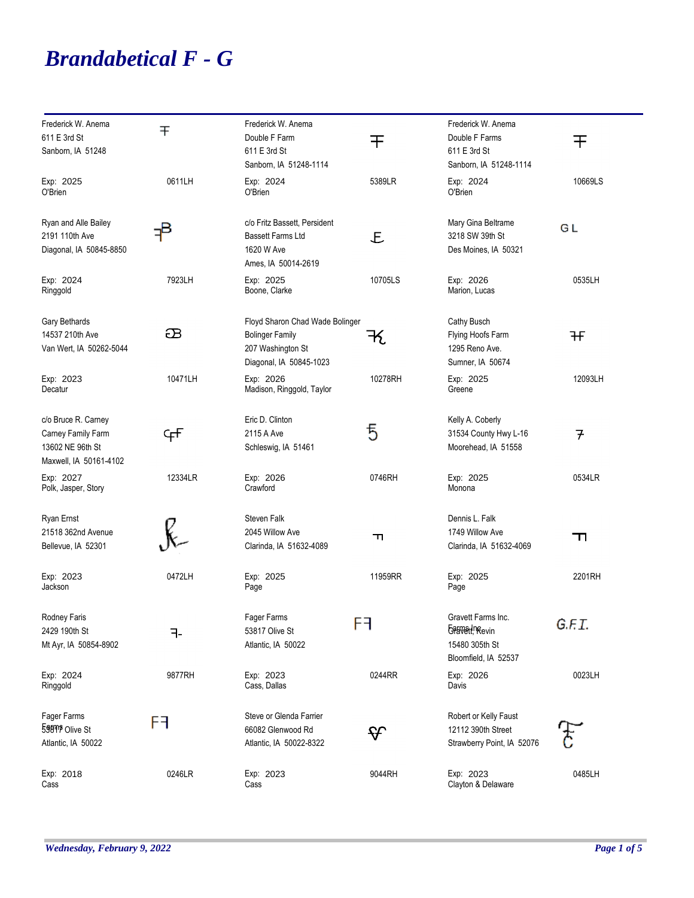# Brandabetical F - G

| Owner | Brand | Code | Exp | County |
|---|---|---|---|---|
| Frederick W. Anema, 611 E 3rd St, Sanborn, IA 51248 | ╤ | 0611LH | 2025 | O'Brien |
| Frederick W. Anema, Double F Farm, 611 E 3rd St, Sanborn, IA 51248-1114 | ╤ | 5389LR | 2024 | O'Brien |
| Frederick W. Anema, Double F Farms, 611 E 3rd St, Sanborn, IA 51248-1114 | ╤ | 10669LS | 2024 | O'Brien |
| Ryan and Alle Bailey, 2191 110th Ave, Diagonal, IA 50845-8850 | ꟻB | 7923LH | 2024 | Ringgold |
| c/o Fritz Bassett, Persident, Bassett Farms Ltd, 1620 W Ave, Ames, IA 50014-2619 | E | 10705LS | 2025 | Boone, Clarke |
| Mary Gina Beltrame, 3218 SW 39th St, Des Moines, IA 50321 | GL | 0535LH | 2026 | Marion, Lucas |
| Gary Bethards, 14537 210th Ave, Van Wert, IA 50262-5044 | ƎB | 10471LH | 2023 | Decatur |
| Floyd Sharon Chad Wade Bolinger, Bolinger Family, 207 Washington St, Diagonal, IA 50845-1023 | ꟻK | 10278RH | 2026 | Madison, Ringgold, Taylor |
| Cathy Busch, Flying Hoofs Farm, 1295 Reno Ave., Sumner, IA 50674 | ꟻF | 12093LH | 2025 | Greene |
| c/o Bruce R. Carney, Carney Family Farm, 13602 NE 96th St, Maxwell, IA 50161-4102 | CFF | 12334LR | 2027 | Polk, Jasper, Story |
| Eric D. Clinton, 2115 A Ave, Schleswig, IA 51461 | 5 | 0746RH | 2026 | Crawford |
| Kelly A. Coberly, 31534 County Hwy L-16, Moorehead, IA 51558 | 7 | 0534LR | 2025 | Monona |
| Ryan Ernst, 21518 362nd Avenue, Bellevue, IA 52301 | RE | 0472LH | 2023 | Jackson |
| Steven Falk, 2045 Willow Ave, Clarinda, IA 51632-4089 | ꟻ | 11959RR | 2025 | Page |
| Dennis L. Falk, 1749 Willow Ave, Clarinda, IA 51632-4069 | ꟻ | 2201RH | 2025 | Page |
| Rodney Faris, 2429 190th St, Mt Ayr, IA 50854-8902 | ꟻ- | 9877RH | 2024 | Ringgold |
| Fager Farms, 53817 Olive St, Atlantic, IA 50022 | Fꟻ | 0244RR | 2023 | Cass, Dallas |
| Gravett Farms Inc., Gravett, Kevin, 15480 305th St, Bloomfield, IA 52537 | G.F.I. | 0023LH | 2026 | Davis |
| Fager Farms, 53817 Olive St, Atlantic, IA 50022 | Fꟻ | 0246LR | 2018 | Cass |
| Steve or Glenda Farrier, 66082 Glenwood Rd, Atlantic, IA 50022-8322 | VF | 9044RH | 2023 | Cass |
| Robert or Kelly Faust, 12112 390th Street, Strawberry Point, IA 52076 | FC | 0485LH | 2023 | Clayton & Delaware |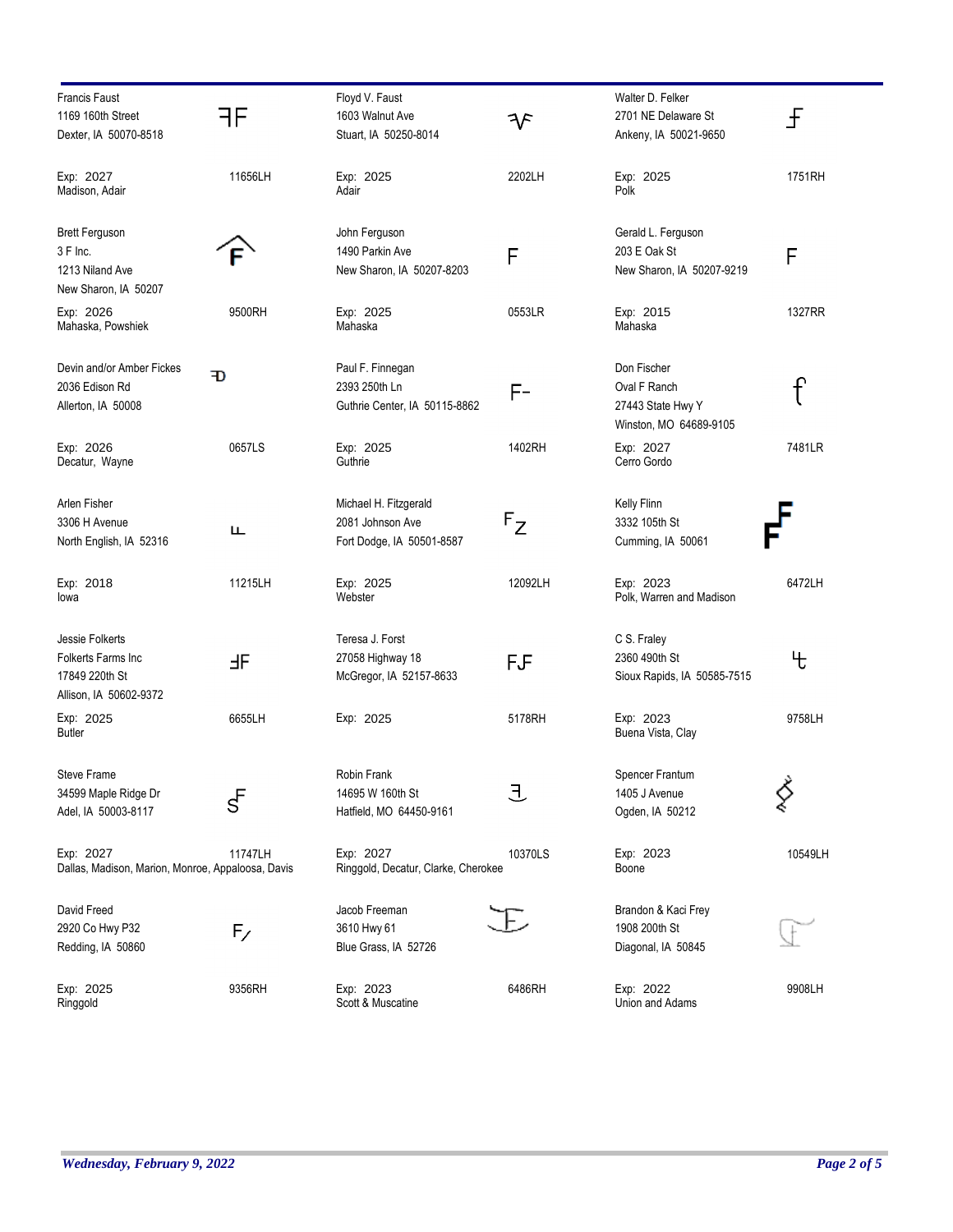| Name / Address | Brand | Name / Address | Brand | Name / Address | Brand |
|---|---|---|---|---|---|
| Francis Faust<br>1169 160th Street<br>Dexter, IA 50070-8518<br><br>Exp: 2027<br>Madison, Adair | 11656LH | Floyd V. Faust<br>1603 Walnut Ave<br>Stuart, IA 50250-8014<br><br>Exp: 2025<br>Adair | 2202LH | Walter D. Felker<br>2701 NE Delaware St<br>Ankeny, IA 50021-9650<br><br>Exp: 2025<br>Polk | 1751RH |
| Brett Ferguson<br>3 F Inc.<br>1213 Niland Ave<br>New Sharon, IA 50207<br><br>Exp: 2026<br>Mahaska, Powshiek | 9500RH | John Ferguson<br>1490 Parkin Ave<br>New Sharon, IA 50207-8203<br><br>Exp: 2025<br>Mahaska | 0553LR | Gerald L. Ferguson<br>203 E Oak St<br>New Sharon, IA 50207-9219<br><br>Exp: 2015<br>Mahaska | 1327RR |
| Devin and/or Amber Fickes<br>2036 Edison Rd<br>Allerton, IA 50008<br><br>Exp: 2026<br>Decatur, Wayne | 0657LS | Paul F. Finnegan<br>2393 250th Ln<br>Guthrie Center, IA 50115-8862<br><br>Exp: 2025<br>Guthrie | 1402RH | Don Fischer<br>Oval F Ranch<br>27443 State Hwy Y<br>Winston, MO 64689-9105<br><br>Exp: 2027<br>Cerro Gordo | 7481LR |
| Arlen Fisher<br>3306 H Avenue<br>North English, IA 52316<br><br>Exp: 2018<br>Iowa | 11215LH | Michael H. Fitzgerald<br>2081 Johnson Ave<br>Fort Dodge, IA 50501-8587<br><br>Exp: 2025<br>Webster | 12092LH | Kelly Flinn<br>3332 105th St<br>Cumming, IA 50061<br><br>Exp: 2023<br>Polk, Warren and Madison | 6472LH |
| Jessie Folkerts<br>Folkerts Farms Inc<br>17849 220th St<br>Allison, IA 50602-9372<br><br>Exp: 2025<br>Butler | 6655LH | Teresa J. Forst<br>27058 Highway 18<br>McGregor, IA 52157-8633<br><br>Exp: 2025 | 5178RH | C S. Fraley<br>2360 490th St<br>Sioux Rapids, IA 50585-7515<br><br>Exp: 2023<br>Buena Vista, Clay | 9758LH |
| Steve Frame<br>34599 Maple Ridge Dr<br>Adel, IA 50003-8117<br><br>Exp: 2027<br>Dallas, Madison, Marion, Monroe, Appaloosa, Davis | 11747LH | Robin Frank<br>14695 W 160th St<br>Hatfield, MO 64450-9161<br><br>Exp: 2027<br>Ringgold, Decatur, Clarke, Cherokee | 10370LS | Spencer Frantum<br>1405 J Avenue<br>Ogden, IA 50212<br><br>Exp: 2023<br>Boone | 10549LH |
| David Freed<br>2920 Co Hwy P32<br>Redding, IA 50860<br><br>Exp: 2025<br>Ringgold | 9356RH | Jacob Freeman<br>3610 Hwy 61<br>Blue Grass, IA 52726<br><br>Exp: 2023<br>Scott & Muscatine | 6486RH | Brandon & Kaci Frey<br>1908 200th St<br>Diagonal, IA 50845<br><br>Exp: 2022<br>Union and Adams | 9908LH |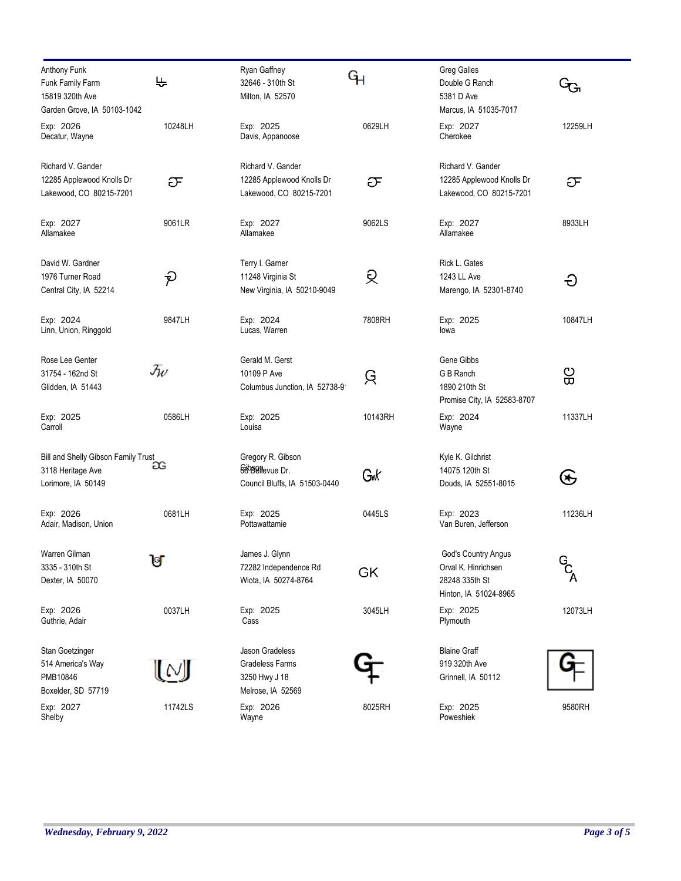| Owner / Address | Brand Location | Expires / Counties |
|---|---|---|
| Anthony Funk<br>Funk Family Farm<br>15819 320th Ave<br>Garden Grove, IA 50103-1042 | 10248LH | Exp: 2026<br>Decatur, Wayne |
| Ryan Gaffney<br>32646 - 310th St<br>Milton, IA 52570 | 0629LH | Exp: 2025<br>Davis, Appanoose |
| Greg Galles<br>Double G Ranch<br>5381 D Ave<br>Marcus, IA 51035-7017 | 12259LH | Exp: 2027<br>Cherokee |
| Richard V. Gander<br>12285 Applewood Knolls Dr<br>Lakewood, CO 80215-7201 | 9061LR | Exp: 2027<br>Allamakee |
| Richard V. Gander<br>12285 Applewood Knolls Dr<br>Lakewood, CO 80215-7201 | 9062LS | Exp: 2027<br>Allamakee |
| Richard V. Gander<br>12285 Applewood Knolls Dr<br>Lakewood, CO 80215-7201 | 8933LH | Exp: 2027<br>Allamakee |
| David W. Gardner<br>1976 Turner Road<br>Central City, IA 52214 | 9847LH | Exp: 2024<br>Linn, Union, Ringgold |
| Terry I. Garner<br>11248 Virginia St<br>New Virginia, IA 50210-9049 | 7808RH | Exp: 2024<br>Lucas, Warren |
| Rick L. Gates<br>1243 LL Ave<br>Marengo, IA 52301-8740 | 10847LH | Exp: 2025<br>Iowa |
| Rose Lee Genter<br>31754 - 162nd St<br>Glidden, IA 51443 | 0586LH | Exp: 2025<br>Carroll |
| Gerald M. Gerst<br>10109 P Ave<br>Columbus Junction, IA 52738-9 | 10143RH | Exp: 2025<br>Louisa |
| Gene Gibbs<br>G B Ranch<br>1890 210th St<br>Promise City, IA 52583-8707 | 11337LH | Exp: 2024<br>Wayne |
| Bill and Shelly Gibson Family Trust<br>3118 Heritage Ave<br>Lorimore, IA 50149 | 0681LH | Exp: 2026<br>Adair, Madison, Union |
| Gregory R. Gibson<br>68 Bellevue Dr.<br>Council Bluffs, IA 51503-0440 | 0445LS | Exp: 2025<br>Pottawattamie |
| Kyle K. Gilchrist<br>14075 120th St<br>Douds, IA 52551-8015 | 11236LH | Exp: 2023<br>Van Buren, Jefferson |
| Warren Gilman<br>3335 - 310th St<br>Dexter, IA 50070 | 0037LH | Exp: 2026<br>Guthrie, Adair |
| James J. Glynn<br>72282 Independence Rd<br>Wiota, IA 50274-8764 | 3045LH | Exp: 2025<br>Cass |
| God's Country Angus<br>Orval K. Hinrichsen<br>28248 335th St<br>Hinton, IA 51024-8965 | 12073LH | Exp: 2025<br>Plymouth |
| Stan Goetzinger<br>514 America's Way<br>PMB10846<br>Boxelder, SD 57719 | 11742LS | Exp: 2027<br>Shelby |
| Jason Gradeless<br>Gradeless Farms<br>3250 Hwy J 18<br>Melrose, IA 52569 | 8025RH | Exp: 2026<br>Wayne |
| Blaine Graff<br>919 320th Ave<br>Grinnell, IA 50112 | 9580RH | Exp: 2025<br>Poweshiek |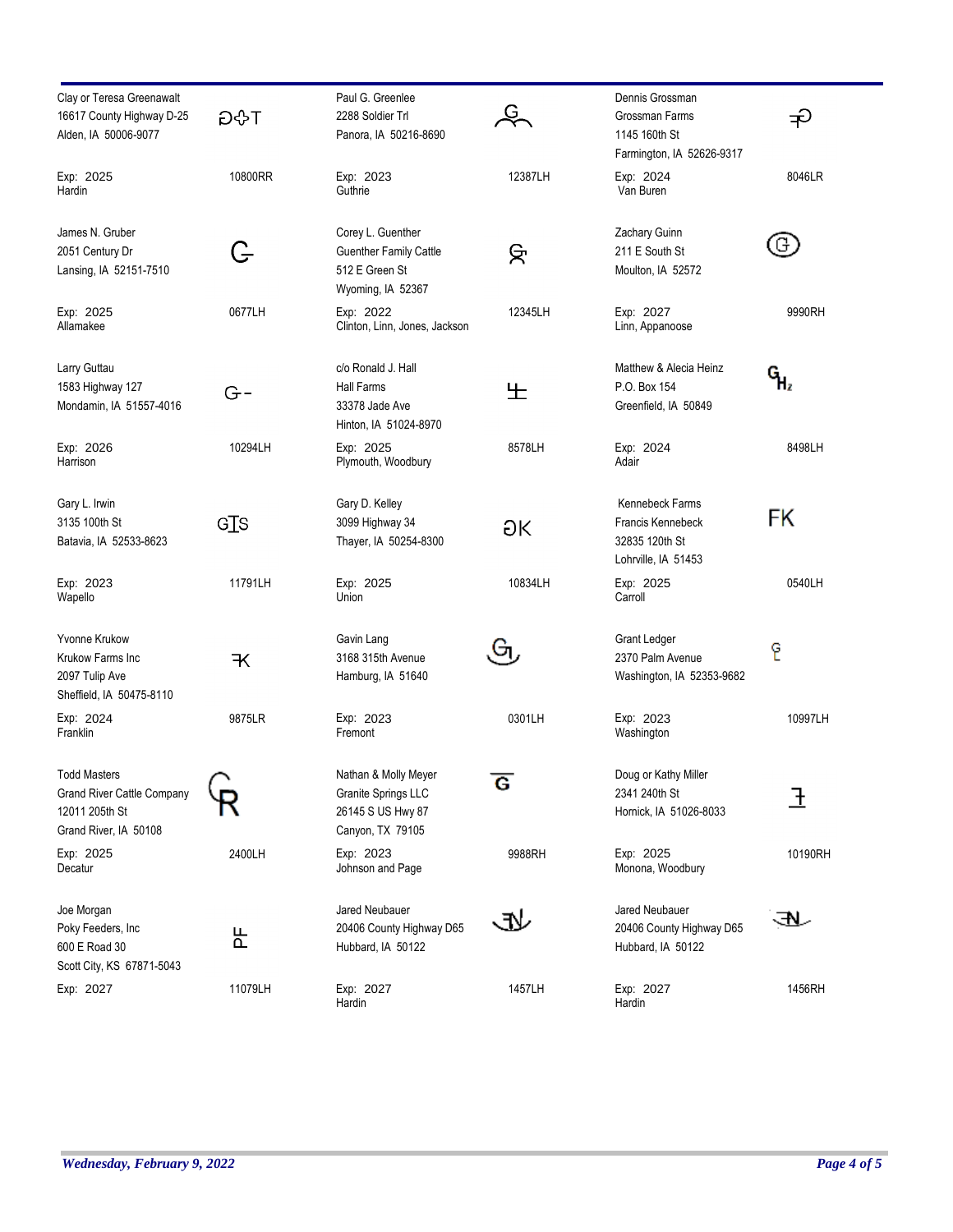| Owner | Brand | Owner | Brand | Owner | Brand |
|---|---|---|---|---|---|
| Clay or Teresa Greenawalt<br>16617 County Highway D-25<br>Alden, IA 50006-9077<br>Exp: 2025<br>Hardin | 10800RR | Paul G. Greenlee<br>2288 Soldier Trl<br>Panora, IA 50216-8690<br>Exp: 2023<br>Guthrie | 12387LH | Dennis Grossman<br>Grossman Farms<br>1145 160th St<br>Farmington, IA 52626-9317<br>Exp: 2024<br>Van Buren | 8046LR |
| James N. Gruber<br>2051 Century Dr<br>Lansing, IA 52151-7510<br>Exp: 2025<br>Allamakee | 0677LH | Corey L. Guenther<br>Guenther Family Cattle<br>512 E Green St<br>Wyoming, IA 52367<br>Exp: 2022<br>Clinton, Linn, Jones, Jackson | 12345LH | Zachary Guinn<br>211 E South St<br>Moulton, IA 52572<br>Exp: 2027<br>Linn, Appanoose | 9990RH |
| Larry Guttau<br>1583 Highway 127<br>Mondamin, IA 51557-4016<br>Exp: 2026<br>Harrison | 10294LH | c/o Ronald J. Hall<br>Hall Farms<br>33378 Jade Ave<br>Hinton, IA 51024-8970<br>Exp: 2025<br>Plymouth, Woodbury | 8578LH | Matthew & Alecia Heinz<br>P.O. Box 154<br>Greenfield, IA 50849<br>Exp: 2024<br>Adair | 8498LH |
| Gary L. Irwin<br>3135 100th St<br>Batavia, IA 52533-8623<br>Exp: 2023<br>Wapello | 11791LH | Gary D. Kelley<br>3099 Highway 34<br>Thayer, IA 50254-8300<br>Exp: 2025<br>Union | 10834LH | Kennebeck Farms<br>Francis Kennebeck<br>32835 120th St<br>Lohrville, IA 51453<br>Exp: 2025<br>Carroll | 0540LH |
| Yvonne Krukow<br>Krukow Farms Inc<br>2097 Tulip Ave<br>Sheffield, IA 50475-8110<br>Exp: 2024<br>Franklin | 9875LR | Gavin Lang<br>3168 315th Avenue<br>Hamburg, IA 51640<br>Exp: 2023<br>Fremont | 0301LH | Grant Ledger<br>2370 Palm Avenue<br>Washington, IA 52353-9682<br>Exp: 2023<br>Washington | 10997LH |
| Todd Masters<br>Grand River Cattle Company<br>12011 205th St<br>Grand River, IA 50108<br>Exp: 2025<br>Decatur | 2400LH | Nathan & Molly Meyer<br>Granite Springs LLC<br>26145 S US Hwy 87<br>Canyon, TX 79105<br>Exp: 2023<br>Johnson and Page | 9988RH | Doug or Kathy Miller<br>2341 240th St<br>Hornick, IA 51026-8033<br>Exp: 2025<br>Monona, Woodbury | 10190RH |
| Joe Morgan<br>Poky Feeders, Inc<br>600 E Road 30<br>Scott City, KS 67871-5043<br>Exp: 2027 | 11079LH | Jared Neubauer<br>20406 County Highway D65<br>Hubbard, IA 50122<br>Exp: 2027<br>Hardin | 1457LH | Jared Neubauer<br>20406 County Highway D65<br>Hubbard, IA 50122<br>Exp: 2027<br>Hardin | 1456RH |

*Wednesday, February 9, 2022*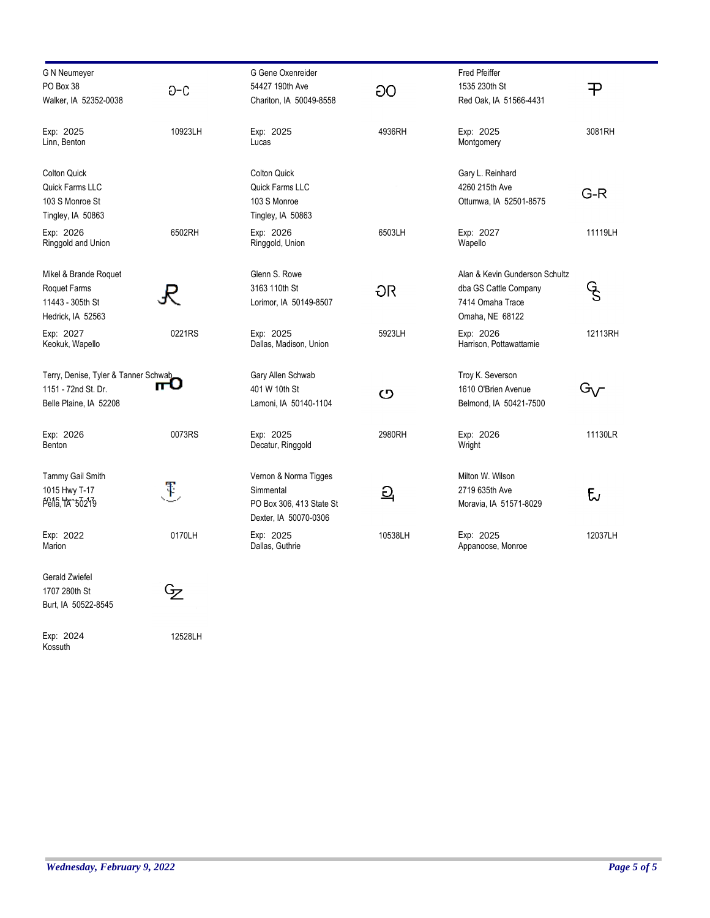G N Neumeyer
PO Box 38
Walker, IA 52352-0038

Exp: 2025 — 10923LH
Linn, Benton

G Gene Oxenreider
54427 190th Ave
Chariton, IA 50049-8558

Exp: 2025 — 4936RH
Lucas

Fred Pfeiffer
1535 230th St
Red Oak, IA 51566-4431

Exp: 2025 — 3081RH
Montgomery

Colton Quick
Quick Farms LLC
103 S Monroe St
Tingley, IA 50863

Exp: 2026 — 6502RH
Ringgold and Union

Colton Quick
Quick Farms LLC
103 S Monroe
Tingley, IA 50863

Exp: 2026 — 6503LH
Ringgold, Union

Gary L. Reinhard
4260 215th Ave
Ottumwa, IA 52501-8575

Exp: 2027 — 11119LH
Wapello

Mikel & Brande Roquet
Roquet Farms
11443 - 305th St
Hedrick, IA 52563

Exp: 2027 — 0221RS
Keokuk, Wapello

Glenn S. Rowe
3163 110th St
Lorimor, IA 50149-8507

Exp: 2025 — 5923LH
Dallas, Madison, Union

Alan & Kevin Gunderson Schultz
dba GS Cattle Company
7414 Omaha Trace
Omaha, NE 68122

Exp: 2026 — 12113RH
Harrison, Pottawattamie

Terry, Denise, Tyler & Tanner Schwab
1151 - 72nd St. Dr.
Belle Plaine, IA 52208

Exp: 2026 — 0073RS
Benton

Gary Allen Schwab
401 W 10th St
Lamoni, IA 50140-1104

Exp: 2025 — 2980RH
Decatur, Ringgold

Troy K. Severson
1610 O'Brien Avenue
Belmond, IA 50421-7500

Exp: 2026 — 11130LR
Wright

Tammy Gail Smith
1015 Hwy T-17
Pella, IA 50219

Exp: 2022 — 0170LH
Marion

Vernon & Norma Tigges
Simmental
PO Box 306, 413 State St
Dexter, IA 50070-0306

Exp: 2025 — 10538LH
Dallas, Guthrie

Milton W. Wilson
2719 635th Ave
Moravia, IA 51571-8029

Exp: 2025 — 12037LH
Appanoose, Monroe

Gerald Zwiefel
1707 280th St
Burt, IA 50522-8545

Exp: 2024 — 12528LH
Kossuth